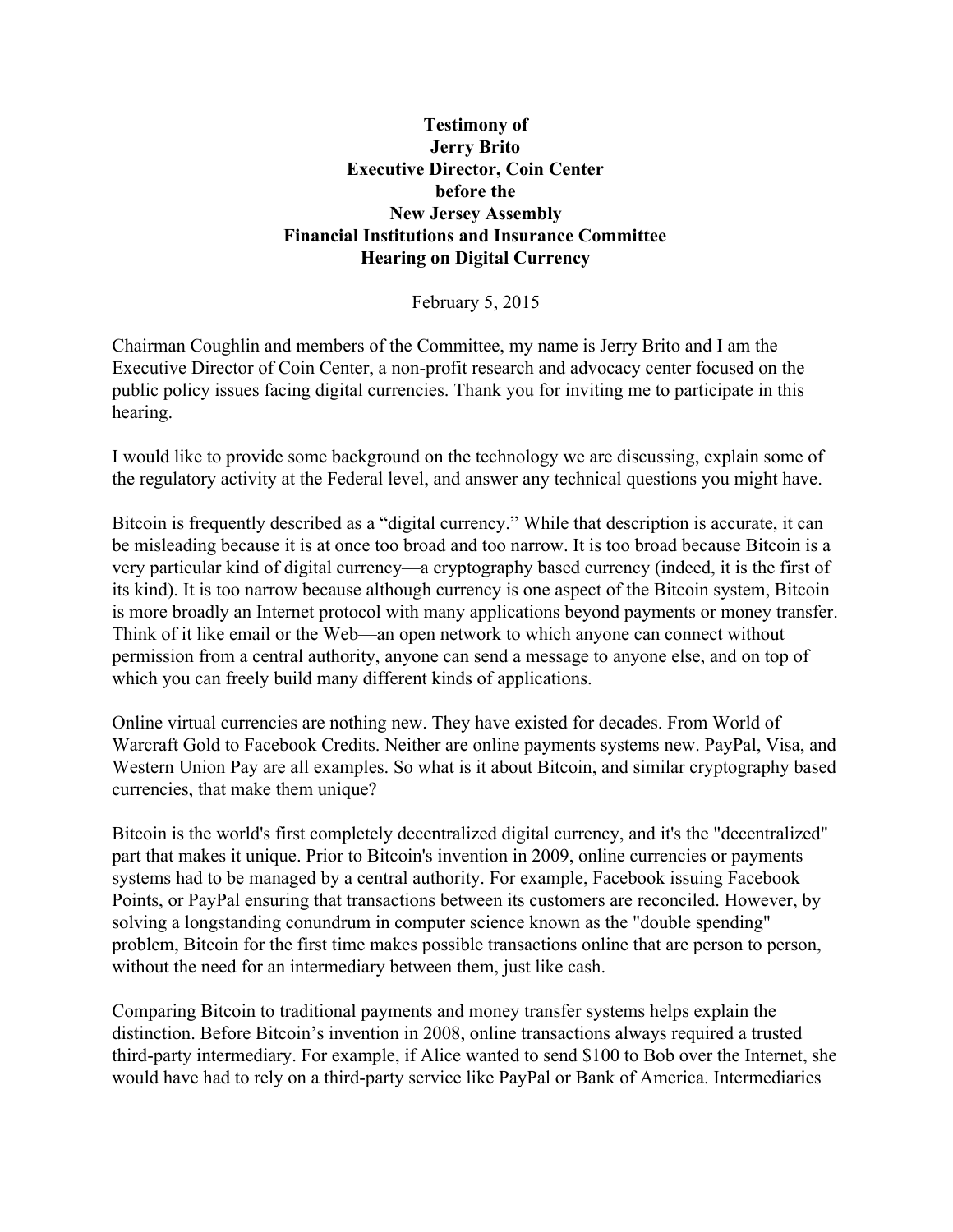**Testimony of**
**Jerry Brito**
**Executive Director, Coin Center**
**before the**
**New Jersey Assembly**
**Financial Institutions and Insurance Committee**
**Hearing on Digital Currency**

February 5, 2015

Chairman Coughlin and members of the Committee, my name is Jerry Brito and I am the Executive Director of Coin Center, a non-profit research and advocacy center focused on the public policy issues facing digital currencies. Thank you for inviting me to participate in this hearing.

I would like to provide some background on the technology we are discussing, explain some of the regulatory activity at the Federal level, and answer any technical questions you might have.

Bitcoin is frequently described as a "digital currency." While that description is accurate, it can be misleading because it is at once too broad and too narrow. It is too broad because Bitcoin is a very particular kind of digital currency—a cryptography based currency (indeed, it is the first of its kind). It is too narrow because although currency is one aspect of the Bitcoin system, Bitcoin is more broadly an Internet protocol with many applications beyond payments or money transfer. Think of it like email or the Web—an open network to which anyone can connect without permission from a central authority, anyone can send a message to anyone else, and on top of which you can freely build many different kinds of applications.

Online virtual currencies are nothing new. They have existed for decades. From World of Warcraft Gold to Facebook Credits. Neither are online payments systems new. PayPal, Visa, and Western Union Pay are all examples. So what is it about Bitcoin, and similar cryptography based currencies, that make them unique?

Bitcoin is the world's first completely decentralized digital currency, and it's the "decentralized" part that makes it unique. Prior to Bitcoin's invention in 2009, online currencies or payments systems had to be managed by a central authority. For example, Facebook issuing Facebook Points, or PayPal ensuring that transactions between its customers are reconciled. However, by solving a longstanding conundrum in computer science known as the "double spending" problem, Bitcoin for the first time makes possible transactions online that are person to person, without the need for an intermediary between them, just like cash.

Comparing Bitcoin to traditional payments and money transfer systems helps explain the distinction. Before Bitcoin's invention in 2008, online transactions always required a trusted third-party intermediary. For example, if Alice wanted to send $100 to Bob over the Internet, she would have had to rely on a third-party service like PayPal or Bank of America. Intermediaries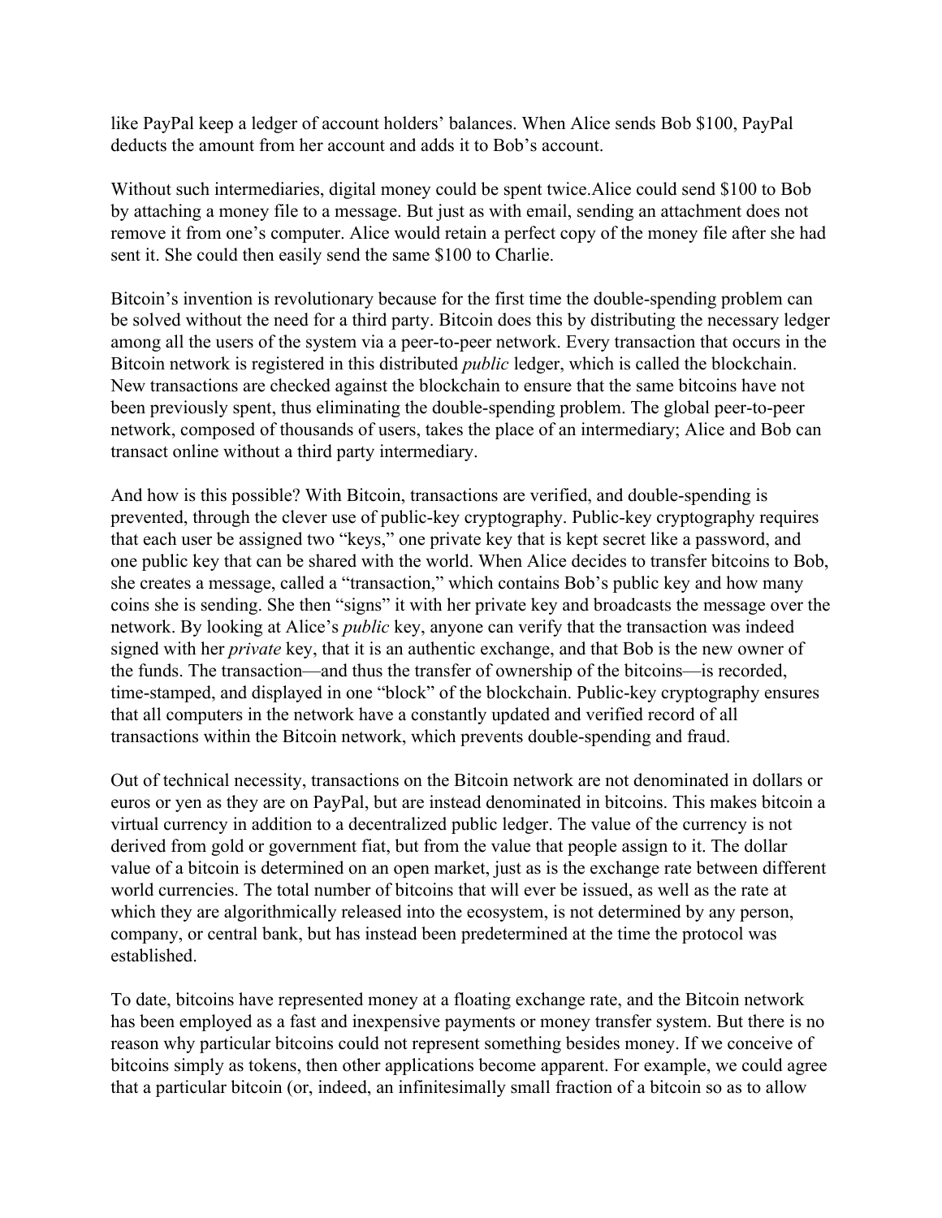like PayPal keep a ledger of account holders' balances. When Alice sends Bob $100, PayPal deducts the amount from her account and adds it to Bob's account.

Without such intermediaries, digital money could be spent twice.Alice could send $100 to Bob by attaching a money file to a message. But just as with email, sending an attachment does not remove it from one's computer. Alice would retain a perfect copy of the money file after she had sent it. She could then easily send the same $100 to Charlie.

Bitcoin's invention is revolutionary because for the first time the double-spending problem can be solved without the need for a third party. Bitcoin does this by distributing the necessary ledger among all the users of the system via a peer-to-peer network. Every transaction that occurs in the Bitcoin network is registered in this distributed *public* ledger, which is called the blockchain. New transactions are checked against the blockchain to ensure that the same bitcoins have not been previously spent, thus eliminating the double-spending problem. The global peer-to-peer network, composed of thousands of users, takes the place of an intermediary; Alice and Bob can transact online without a third party intermediary.

And how is this possible? With Bitcoin, transactions are verified, and double-spending is prevented, through the clever use of public-key cryptography. Public-key cryptography requires that each user be assigned two "keys," one private key that is kept secret like a password, and one public key that can be shared with the world. When Alice decides to transfer bitcoins to Bob, she creates a message, called a "transaction," which contains Bob's public key and how many coins she is sending. She then "signs" it with her private key and broadcasts the message over the network. By looking at Alice's *public* key, anyone can verify that the transaction was indeed signed with her *private* key, that it is an authentic exchange, and that Bob is the new owner of the funds. The transaction—and thus the transfer of ownership of the bitcoins—is recorded, time-stamped, and displayed in one "block" of the blockchain. Public-key cryptography ensures that all computers in the network have a constantly updated and verified record of all transactions within the Bitcoin network, which prevents double-spending and fraud.

Out of technical necessity, transactions on the Bitcoin network are not denominated in dollars or euros or yen as they are on PayPal, but are instead denominated in bitcoins. This makes bitcoin a virtual currency in addition to a decentralized public ledger. The value of the currency is not derived from gold or government fiat, but from the value that people assign to it. The dollar value of a bitcoin is determined on an open market, just as is the exchange rate between different world currencies. The total number of bitcoins that will ever be issued, as well as the rate at which they are algorithmically released into the ecosystem, is not determined by any person, company, or central bank, but has instead been predetermined at the time the protocol was established.

To date, bitcoins have represented money at a floating exchange rate, and the Bitcoin network has been employed as a fast and inexpensive payments or money transfer system. But there is no reason why particular bitcoins could not represent something besides money. If we conceive of bitcoins simply as tokens, then other applications become apparent. For example, we could agree that a particular bitcoin (or, indeed, an infinitesimally small fraction of a bitcoin so as to allow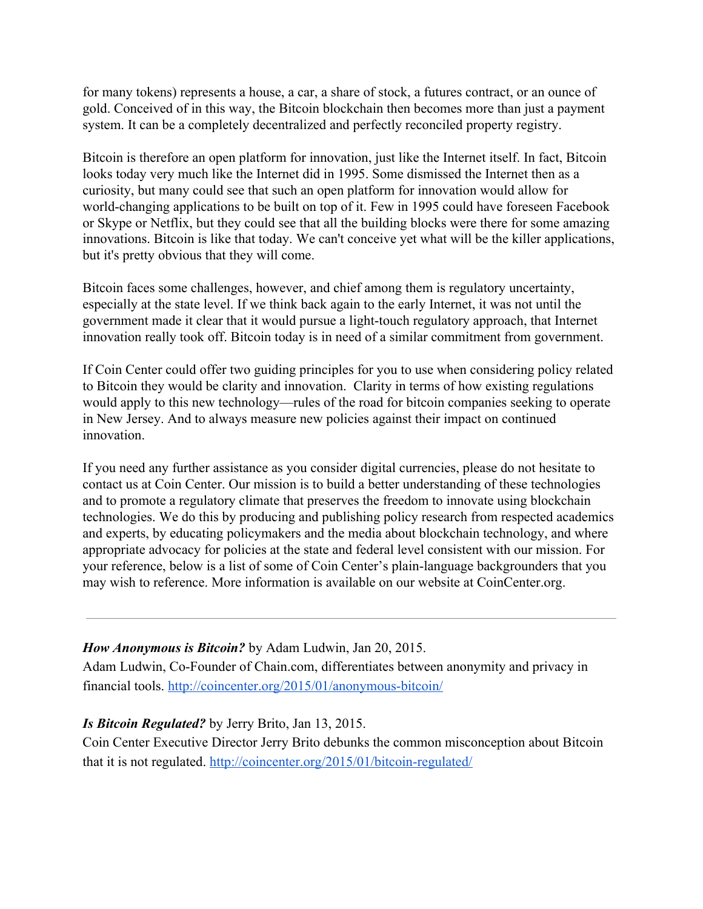for many tokens) represents a house, a car, a share of stock, a futures contract, or an ounce of gold. Conceived of in this way, the Bitcoin blockchain then becomes more than just a payment system. It can be a completely decentralized and perfectly reconciled property registry.

Bitcoin is therefore an open platform for innovation, just like the Internet itself. In fact, Bitcoin looks today very much like the Internet did in 1995. Some dismissed the Internet then as a curiosity, but many could see that such an open platform for innovation would allow for world-changing applications to be built on top of it. Few in 1995 could have foreseen Facebook or Skype or Netflix, but they could see that all the building blocks were there for some amazing innovations. Bitcoin is like that today. We can't conceive yet what will be the killer applications, but it's pretty obvious that they will come.

Bitcoin faces some challenges, however, and chief among them is regulatory uncertainty, especially at the state level. If we think back again to the early Internet, it was not until the government made it clear that it would pursue a light-touch regulatory approach, that Internet innovation really took off. Bitcoin today is in need of a similar commitment from government.

If Coin Center could offer two guiding principles for you to use when considering policy related to Bitcoin they would be clarity and innovation. Clarity in terms of how existing regulations would apply to this new technology—rules of the road for bitcoin companies seeking to operate in New Jersey. And to always measure new policies against their impact on continued innovation.

If you need any further assistance as you consider digital currencies, please do not hesitate to contact us at Coin Center. Our mission is to build a better understanding of these technologies and to promote a regulatory climate that preserves the freedom to innovate using blockchain technologies. We do this by producing and publishing policy research from respected academics and experts, by educating policymakers and the media about blockchain technology, and where appropriate advocacy for policies at the state and federal level consistent with our mission. For your reference, below is a list of some of Coin Center's plain-language backgrounders that you may wish to reference. More information is available on our website at CoinCenter.org.

---

***How Anonymous is Bitcoin?*** by Adam Ludwin, Jan 20, 2015.
Adam Ludwin, Co-Founder of Chain.com, differentiates between anonymity and privacy in financial tools. http://coincenter.org/2015/01/anonymous-bitcoin/

***Is Bitcoin Regulated?*** by Jerry Brito, Jan 13, 2015.
Coin Center Executive Director Jerry Brito debunks the common misconception about Bitcoin that it is not regulated. http://coincenter.org/2015/01/bitcoin-regulated/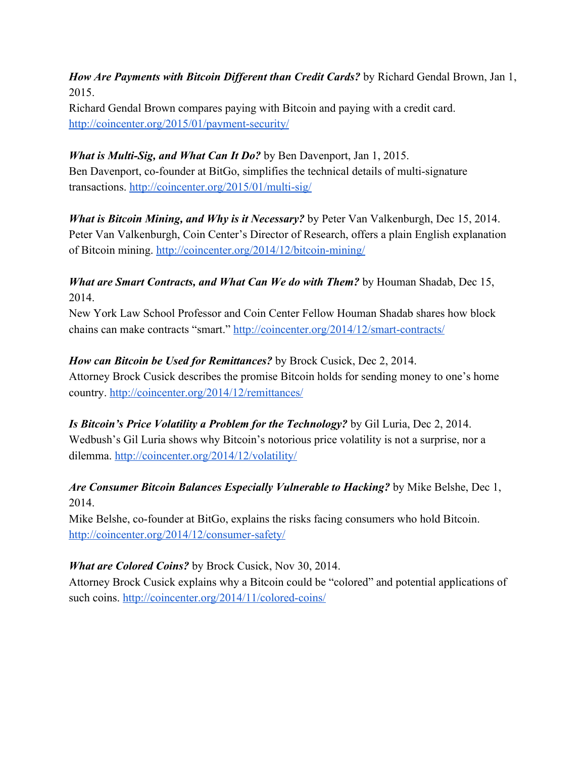***How Are Payments with Bitcoin Different than Credit Cards?*** by Richard Gendal Brown, Jan 1, 2015.
Richard Gendal Brown compares paying with Bitcoin and paying with a credit card. http://coincenter.org/2015/01/payment-security/

***What is Multi-Sig, and What Can It Do?*** by Ben Davenport, Jan 1, 2015.
Ben Davenport, co-founder at BitGo, simplifies the technical details of multi-signature transactions. http://coincenter.org/2015/01/multi-sig/

***What is Bitcoin Mining, and Why is it Necessary?*** by Peter Van Valkenburgh, Dec 15, 2014.
Peter Van Valkenburgh, Coin Center's Director of Research, offers a plain English explanation of Bitcoin mining. http://coincenter.org/2014/12/bitcoin-mining/

***What are Smart Contracts, and What Can We do with Them?*** by Houman Shadab, Dec 15, 2014.
New York Law School Professor and Coin Center Fellow Houman Shadab shares how block chains can make contracts "smart." http://coincenter.org/2014/12/smart-contracts/

***How can Bitcoin be Used for Remittances?*** by Brock Cusick, Dec 2, 2014.
Attorney Brock Cusick describes the promise Bitcoin holds for sending money to one's home country. http://coincenter.org/2014/12/remittances/

***Is Bitcoin's Price Volatility a Problem for the Technology?*** by Gil Luria, Dec 2, 2014.
Wedbush's Gil Luria shows why Bitcoin's notorious price volatility is not a surprise, nor a dilemma. http://coincenter.org/2014/12/volatility/

***Are Consumer Bitcoin Balances Especially Vulnerable to Hacking?*** by Mike Belshe, Dec 1, 2014.
Mike Belshe, co-founder at BitGo, explains the risks facing consumers who hold Bitcoin. http://coincenter.org/2014/12/consumer-safety/

***What are Colored Coins?*** by Brock Cusick, Nov 30, 2014.
Attorney Brock Cusick explains why a Bitcoin could be "colored" and potential applications of such coins. http://coincenter.org/2014/11/colored-coins/